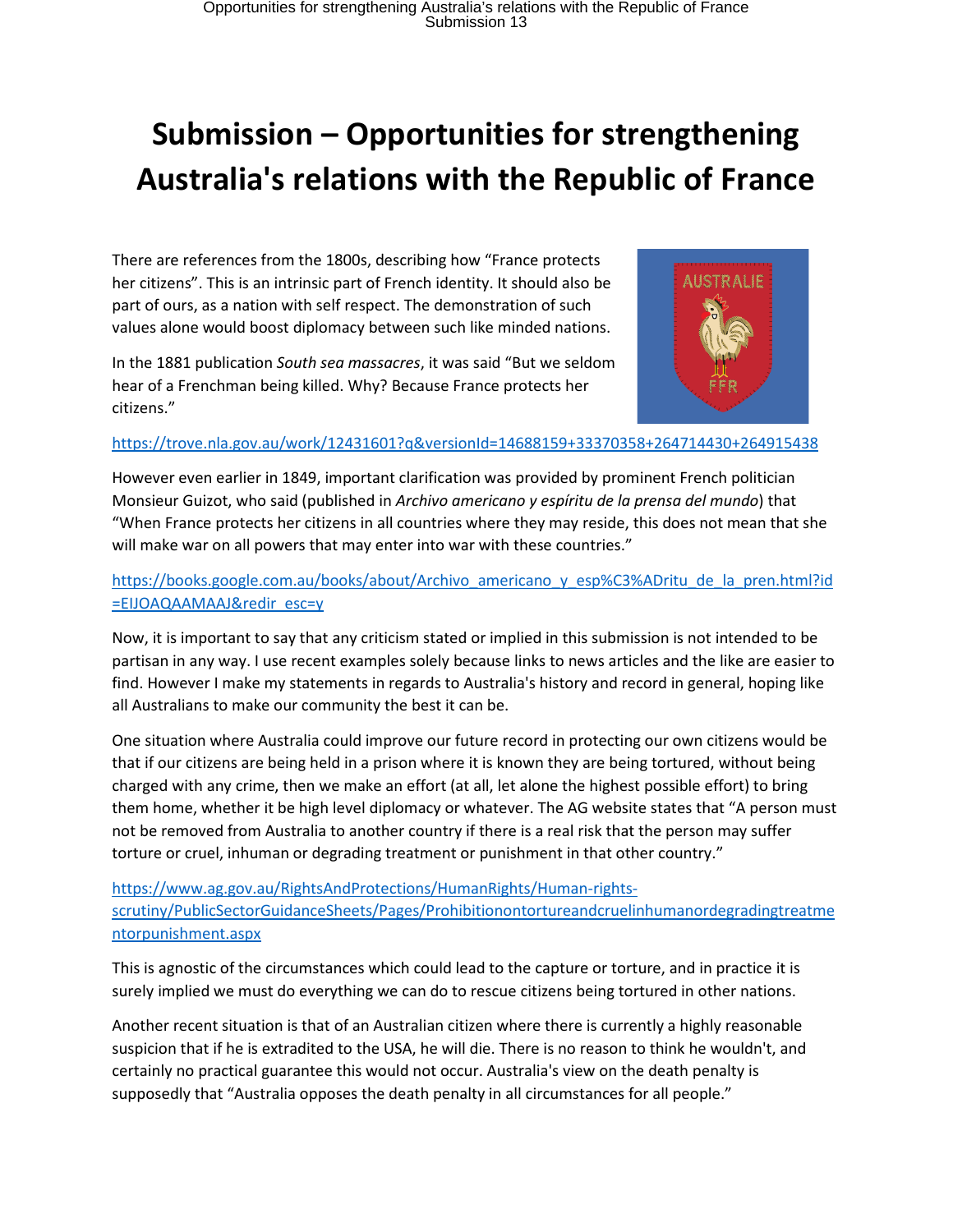# Submission – Opportunities for strengthening Australia's relations with the Republic of France

There are references from the 1800s, describing how "France protects her citizens". This is an intrinsic part of French identity. It should also be part of ours, as a nation with self respect. The demonstration of such values alone would boost diplomacy between such like minded nations.

In the 1881 publication *South sea massacres*, it was said "But we seldom hear of a Frenchman being killed. Why? Because France protects her citizens."

https://trove.nla.gov.au/work/12431601?q&versionId=14688159+33370358+264714430+264915438

However even earlier in 1849, important clarification was provided by prominent French politician Monsieur Guizot, who said (published in *Archivo americano y espíritu de la prensa del mundo*) that "When France protects her citizens in all countries where they may reside, this does not mean that she will make war on all powers that may enter into war with these countries."

https://books.google.com.au/books/about/Archivo_americano_y_esp%C3%ADritu_de_la_pren.html?id=EIJOAQAAMAAJ&redir_esc=y

Now, it is important to say that any criticism stated or implied in this submission is not intended to be partisan in any way. I use recent examples solely because links to news articles and the like are easier to find. However I make my statements in regards to Australia's history and record in general, hoping like all Australians to make our community the best it can be.

One situation where Australia could improve our future record in protecting our own citizens would be that if our citizens are being held in a prison where it is known they are being tortured, without being charged with any crime, then we make an effort (at all, let alone the highest possible effort) to bring them home, whether it be high level diplomacy or whatever. The AG website states that "A person must not be removed from Australia to another country if there is a real risk that the person may suffer torture or cruel, inhuman or degrading treatment or punishment in that other country."

https://www.ag.gov.au/RightsAndProtections/HumanRights/Human-rights-scrutiny/PublicSectorGuidanceSheets/Pages/Prohibitionontortureandcruelinhumanordegradingtreatmentorpunishment.aspx

This is agnostic of the circumstances which could lead to the capture or torture, and in practice it is surely implied we must do everything we can do to rescue citizens being tortured in other nations.

Another recent situation is that of an Australian citizen where there is currently a highly reasonable suspicion that if he is extradited to the USA, he will die. There is no reason to think he wouldn't, and certainly no practical guarantee this would not occur. Australia's view on the death penalty is supposedly that "Australia opposes the death penalty in all circumstances for all people."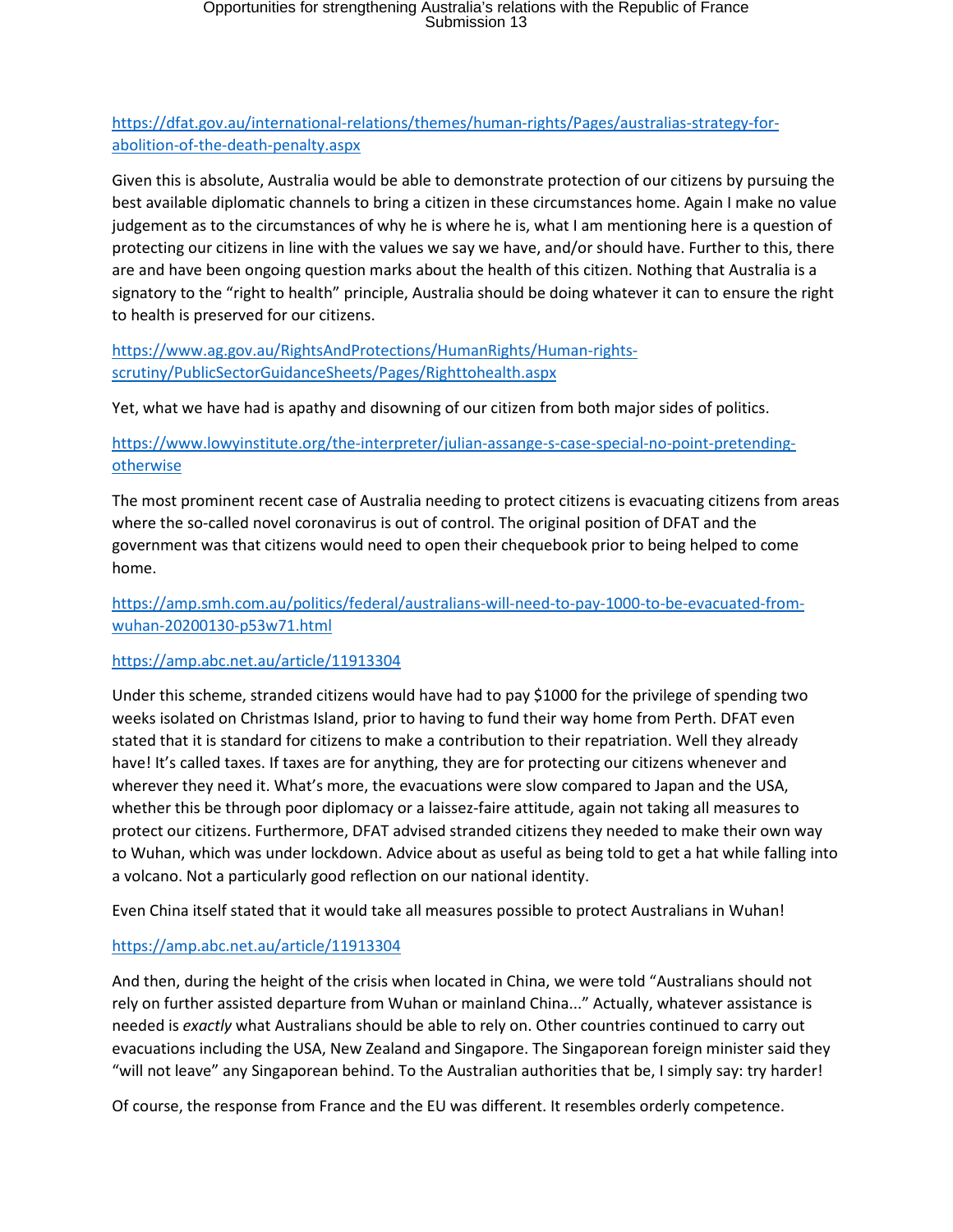https://dfat.gov.au/international-relations/themes/human-rights/Pages/australias-strategy-for-abolition-of-the-death-penalty.aspx

Given this is absolute, Australia would be able to demonstrate protection of our citizens by pursuing the best available diplomatic channels to bring a citizen in these circumstances home. Again I make no value judgement as to the circumstances of why he is where he is, what I am mentioning here is a question of protecting our citizens in line with the values we say we have, and/or should have. Further to this, there are and have been ongoing question marks about the health of this citizen. Nothing that Australia is a signatory to the "right to health" principle, Australia should be doing whatever it can to ensure the right to health is preserved for our citizens.

https://www.ag.gov.au/RightsAndProtections/HumanRights/Human-rights-scrutiny/PublicSectorGuidanceSheets/Pages/Righttohealth.aspx

Yet, what we have had is apathy and disowning of our citizen from both major sides of politics.

https://www.lowyinstitute.org/the-interpreter/julian-assange-s-case-special-no-point-pretending-otherwise

The most prominent recent case of Australia needing to protect citizens is evacuating citizens from areas where the so-called novel coronavirus is out of control. The original position of DFAT and the government was that citizens would need to open their chequebook prior to being helped to come home.

https://amp.smh.com.au/politics/federal/australians-will-need-to-pay-1000-to-be-evacuated-from-wuhan-20200130-p53w71.html

https://amp.abc.net.au/article/11913304

Under this scheme, stranded citizens would have had to pay $1000 for the privilege of spending two weeks isolated on Christmas Island, prior to having to fund their way home from Perth. DFAT even stated that it is standard for citizens to make a contribution to their repatriation. Well they already have! It's called taxes. If taxes are for anything, they are for protecting our citizens whenever and wherever they need it. What's more, the evacuations were slow compared to Japan and the USA, whether this be through poor diplomacy or a laissez-faire attitude, again not taking all measures to protect our citizens. Furthermore, DFAT advised stranded citizens they needed to make their own way to Wuhan, which was under lockdown. Advice about as useful as being told to get a hat while falling into a volcano. Not a particularly good reflection on our national identity.

Even China itself stated that it would take all measures possible to protect Australians in Wuhan!

https://amp.abc.net.au/article/11913304

And then, during the height of the crisis when located in China, we were told "Australians should not rely on further assisted departure from Wuhan or mainland China..." Actually, whatever assistance is needed is *exactly* what Australians should be able to rely on. Other countries continued to carry out evacuations including the USA, New Zealand and Singapore. The Singaporean foreign minister said they "will not leave" any Singaporean behind. To the Australian authorities that be, I simply say: try harder!

Of course, the response from France and the EU was different. It resembles orderly competence.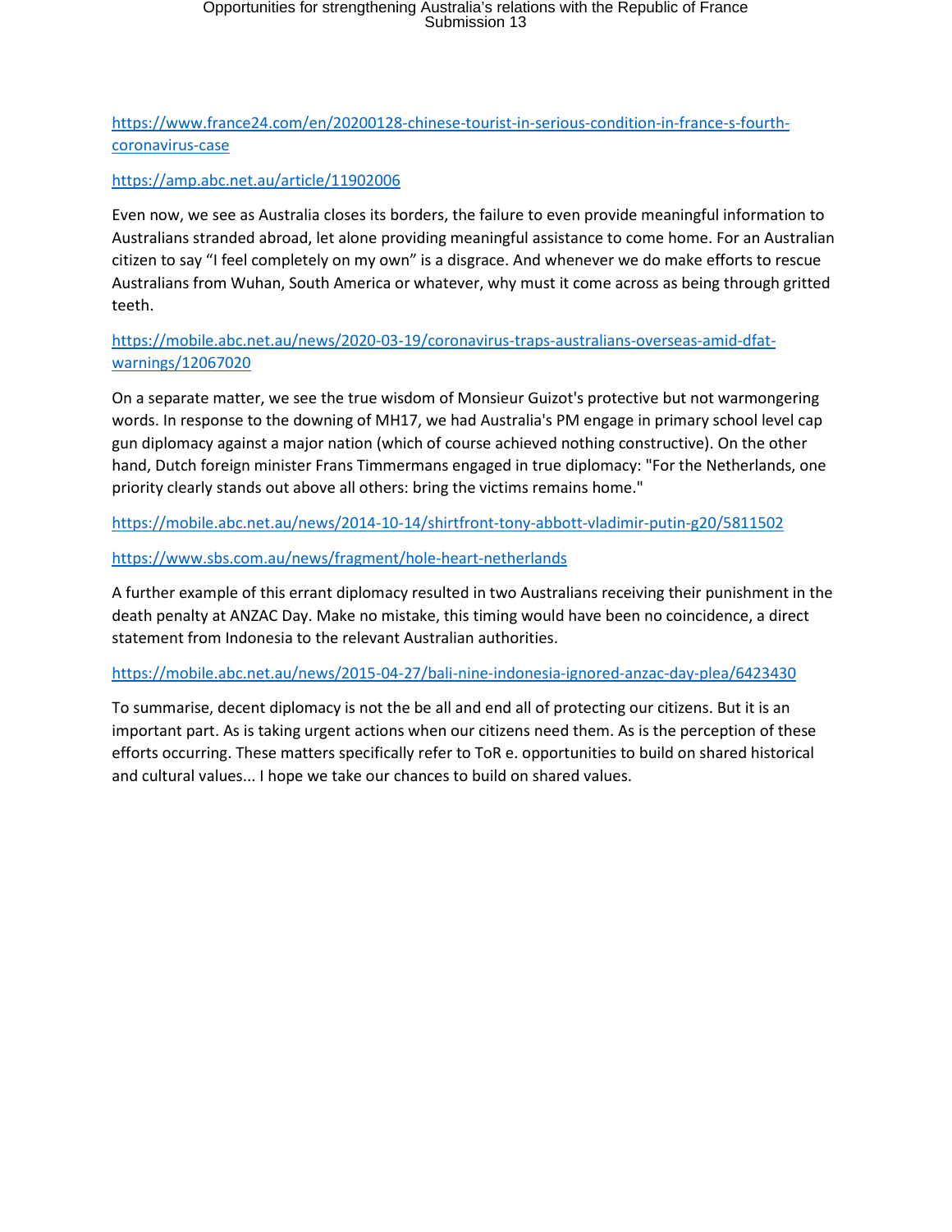https://www.france24.com/en/20200128-chinese-tourist-in-serious-condition-in-france-s-fourth-coronavirus-case

https://amp.abc.net.au/article/11902006

Even now, we see as Australia closes its borders, the failure to even provide meaningful information to Australians stranded abroad, let alone providing meaningful assistance to come home. For an Australian citizen to say "I feel completely on my own" is a disgrace. And whenever we do make efforts to rescue Australians from Wuhan, South America or whatever, why must it come across as being through gritted teeth.

https://mobile.abc.net.au/news/2020-03-19/coronavirus-traps-australians-overseas-amid-dfat-warnings/12067020

On a separate matter, we see the true wisdom of Monsieur Guizot's protective but not warmongering words. In response to the downing of MH17, we had Australia's PM engage in primary school level cap gun diplomacy against a major nation (which of course achieved nothing constructive). On the other hand, Dutch foreign minister Frans Timmermans engaged in true diplomacy: "For the Netherlands, one priority clearly stands out above all others: bring the victims remains home."

https://mobile.abc.net.au/news/2014-10-14/shirtfront-tony-abbott-vladimir-putin-g20/5811502

https://www.sbs.com.au/news/fragment/hole-heart-netherlands

A further example of this errant diplomacy resulted in two Australians receiving their punishment in the death penalty at ANZAC Day. Make no mistake, this timing would have been no coincidence, a direct statement from Indonesia to the relevant Australian authorities.

https://mobile.abc.net.au/news/2015-04-27/bali-nine-indonesia-ignored-anzac-day-plea/6423430

To summarise, decent diplomacy is not the be all and end all of protecting our citizens. But it is an important part. As is taking urgent actions when our citizens need them. As is the perception of these efforts occurring. These matters specifically refer to ToR e. opportunities to build on shared historical and cultural values... I hope we take our chances to build on shared values.